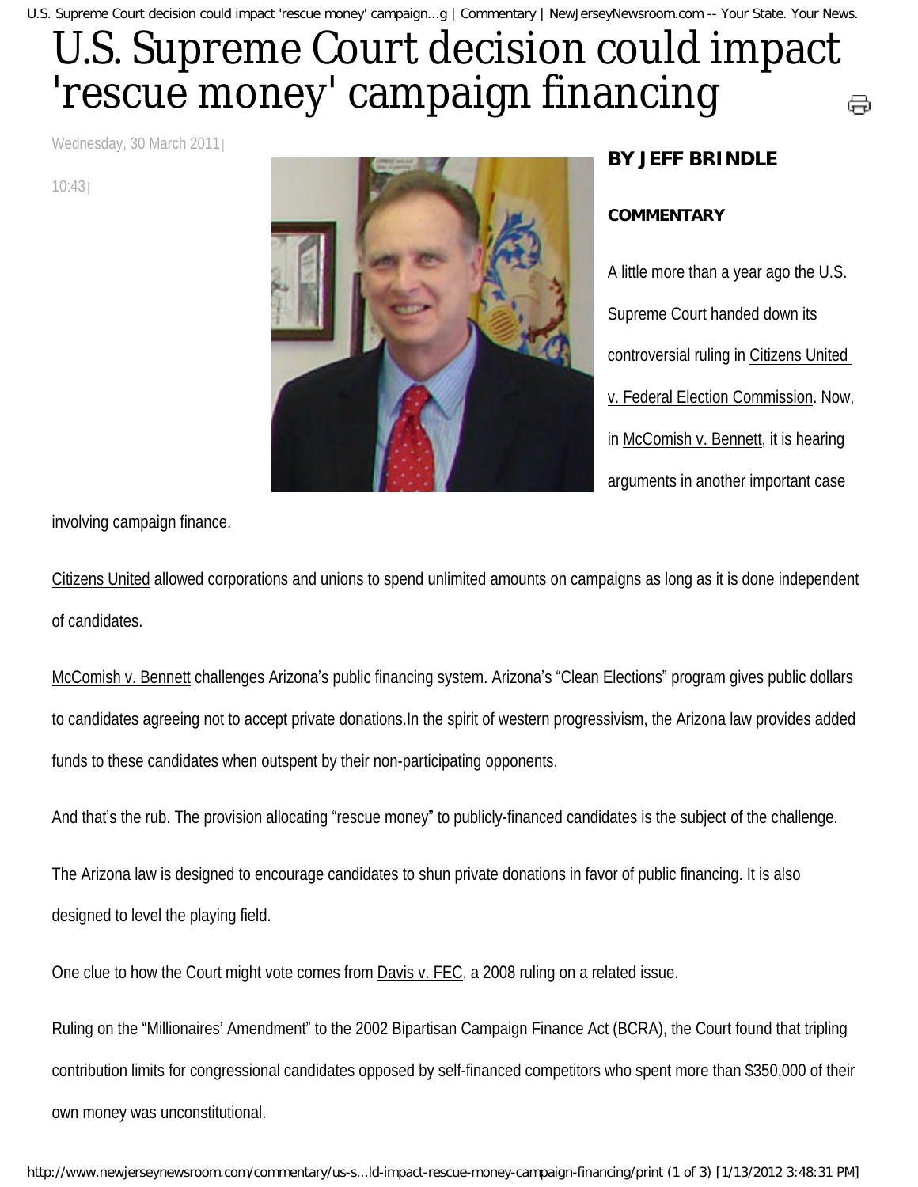# U.S. Supreme Court decision could impact 'rescue money' campaign financing

Wednesday, 30 March 2011 | 10:43 |

**BY JEFF BRINDLE**

**COMMENTARY**

A little more than a year ago the U.S. Supreme Court handed down its controversial ruling in Citizens United v. Federal Election Commission. Now, in McComish v. Bennett, it is hearing arguments in another important case involving campaign finance.

Citizens United allowed corporations and unions to spend unlimited amounts on campaigns as long as it is done independent of candidates.

McComish v. Bennett challenges Arizona's public financing system. Arizona's "Clean Elections" program gives public dollars to candidates agreeing not to accept private donations.In the spirit of western progressivism, the Arizona law provides added funds to these candidates when outspent by their non-participating opponents.

And that's the rub. The provision allocating "rescue money" to publicly-financed candidates is the subject of the challenge.

The Arizona law is designed to encourage candidates to shun private donations in favor of public financing. It is also designed to level the playing field.

One clue to how the Court might vote comes from Davis v. FEC, a 2008 ruling on a related issue.

Ruling on the "Millionaires' Amendment" to the 2002 Bipartisan Campaign Finance Act (BCRA), the Court found that tripling contribution limits for congressional candidates opposed by self-financed competitors who spent more than $350,000 of their own money was unconstitutional.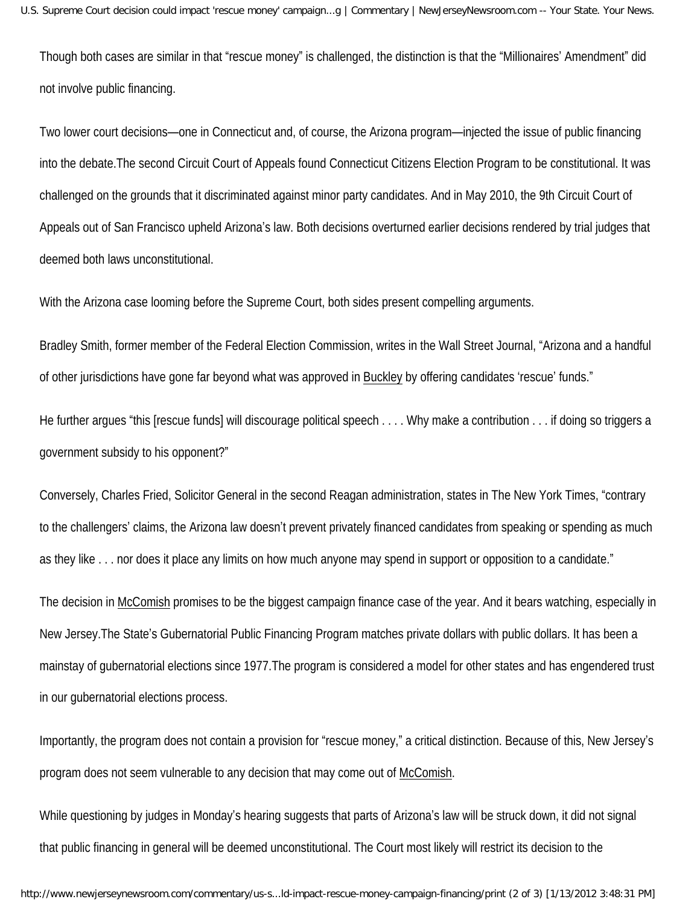Though both cases are similar in that "rescue money" is challenged, the distinction is that the "Millionaires' Amendment" did not involve public financing.

Two lower court decisions—one in Connecticut and, of course, the Arizona program—injected the issue of public financing into the debate.The second Circuit Court of Appeals found Connecticut Citizens Election Program to be constitutional. It was challenged on the grounds that it discriminated against minor party candidates. And in May 2010, the 9th Circuit Court of Appeals out of San Francisco upheld Arizona's law. Both decisions overturned earlier decisions rendered by trial judges that deemed both laws unconstitutional.

With the Arizona case looming before the Supreme Court, both sides present compelling arguments.

Bradley Smith, former member of the Federal Election Commission, writes in the Wall Street Journal, "Arizona and a handful of other jurisdictions have gone far beyond what was approved in Buckley by offering candidates 'rescue' funds."

He further argues "this [rescue funds] will discourage political speech . . . . Why make a contribution . . . if doing so triggers a government subsidy to his opponent?"

Conversely, Charles Fried, Solicitor General in the second Reagan administration, states in The New York Times, "contrary to the challengers' claims, the Arizona law doesn't prevent privately financed candidates from speaking or spending as much as they like . . . nor does it place any limits on how much anyone may spend in support or opposition to a candidate."

The decision in McComish promises to be the biggest campaign finance case of the year. And it bears watching, especially in New Jersey.The State's Gubernatorial Public Financing Program matches private dollars with public dollars. It has been a mainstay of gubernatorial elections since 1977.The program is considered a model for other states and has engendered trust in our gubernatorial elections process.

Importantly, the program does not contain a provision for "rescue money," a critical distinction. Because of this, New Jersey's program does not seem vulnerable to any decision that may come out of McComish.

While questioning by judges in Monday's hearing suggests that parts of Arizona's law will be struck down, it did not signal that public financing in general will be deemed unconstitutional. The Court most likely will restrict its decision to the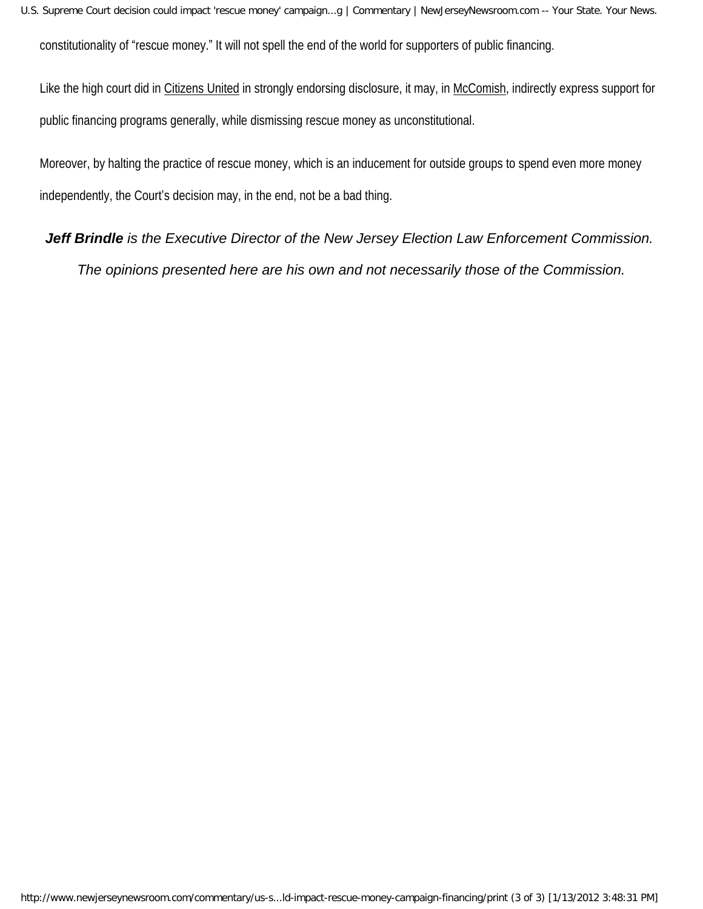constitutionality of "rescue money." It will not spell the end of the world for supporters of public financing.

Like the high court did in Citizens United in strongly endorsing disclosure, it may, in McComish, indirectly express support for public financing programs generally, while dismissing rescue money as unconstitutional.

Moreover, by halting the practice of rescue money, which is an inducement for outside groups to spend even more money independently, the Court's decision may, in the end, not be a bad thing.

***Jeff Brindle** is the Executive Director of the New Jersey Election Law Enforcement Commission.*

*The opinions presented here are his own and not necessarily those of the Commission.*